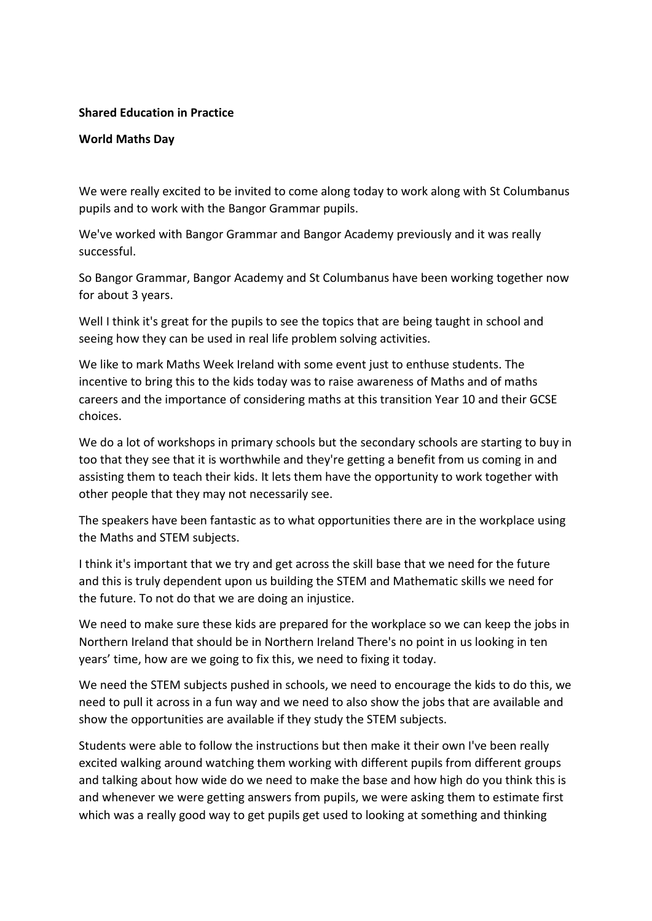**Shared Education in Practice**

**World Maths Day**

We were really excited to be invited to come along today to work along with St Columbanus pupils and to work with the Bangor Grammar pupils.

We've worked with Bangor Grammar and Bangor Academy previously and it was really successful.

So Bangor Grammar, Bangor Academy and St Columbanus have been working together now for about 3 years.

Well I think it's great for the pupils to see the topics that are being taught in school and seeing how they can be used in real life problem solving activities.

We like to mark Maths Week Ireland with some event just to enthuse students. The incentive to bring this to the kids today was to raise awareness of Maths and of maths careers and the importance of considering maths at this transition Year 10 and their GCSE choices.

We do a lot of workshops in primary schools but the secondary schools are starting to buy in too that they see that it is worthwhile and they're getting a benefit from us coming in and assisting them to teach their kids. It lets them have the opportunity to work together with other people that they may not necessarily see.

The speakers have been fantastic as to what opportunities there are in the workplace using the Maths and STEM subjects.

I think it's important that we try and get across the skill base that we need for the future and this is truly dependent upon us building the STEM and Mathematic skills we need for the future. To not do that we are doing an injustice.

We need to make sure these kids are prepared for the workplace so we can keep the jobs in Northern Ireland that should be in Northern Ireland There's no point in us looking in ten years' time, how are we going to fix this, we need to fixing it today.

We need the STEM subjects pushed in schools, we need to encourage the kids to do this, we need to pull it across in a fun way and we need to also show the jobs that are available and show the opportunities are available if they study the STEM subjects.

Students were able to follow the instructions but then make it their own I've been really excited walking around watching them working with different pupils from different groups and talking about how wide do we need to make the base and how high do you think this is and whenever we were getting answers from pupils, we were asking them to estimate first which was a really good way to get pupils get used to looking at something and thinking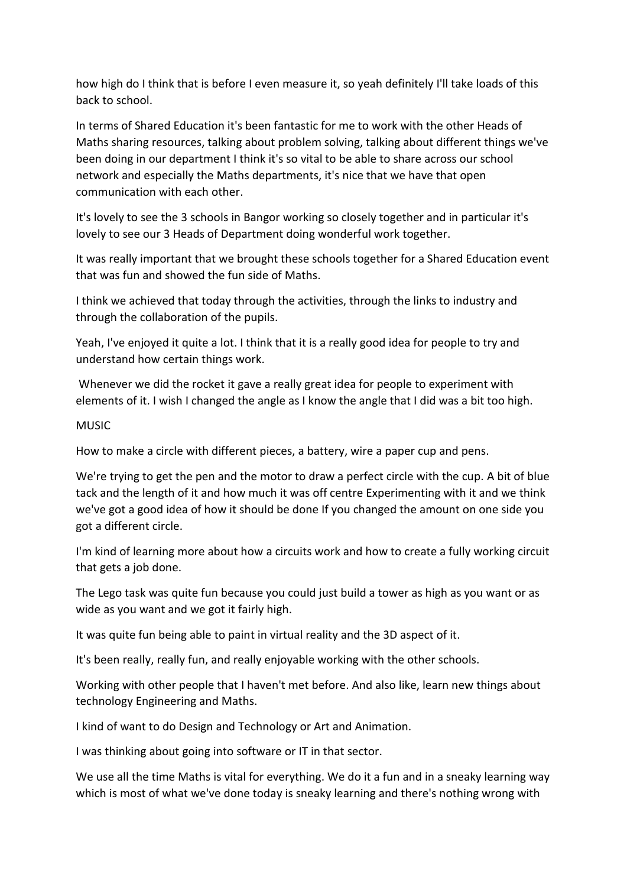how high do I think that is before I even measure it, so yeah definitely I'll take loads of this back to school.

In terms of Shared Education it's been fantastic for me to work with the other Heads of Maths sharing resources, talking about problem solving, talking about different things we've been doing in our department I think it's so vital to be able to share across our school network and especially the Maths departments, it's nice that we have that open communication with each other.

It's lovely to see the 3 schools in Bangor working so closely together and in particular it's lovely to see our 3 Heads of Department doing wonderful work together.

It was really important that we brought these schools together for a Shared Education event that was fun and showed the fun side of Maths.

I think we achieved that today through the activities, through the links to industry and through the collaboration of the pupils.

Yeah, I've enjoyed it quite a lot. I think that it is a really good idea for people to try and understand how certain things work.

Whenever we did the rocket it gave a really great idea for people to experiment with elements of it. I wish I changed the angle as I know the angle that I did was a bit too high.

MUSIC

How to make a circle with different pieces, a battery, wire a paper cup and pens.

We're trying to get the pen and the motor to draw a perfect circle with the cup. A bit of blue tack and the length of it and how much it was off centre Experimenting with it and we think we've got a good idea of how it should be done If you changed the amount on one side you got a different circle.

I'm kind of learning more about how a circuits work and how to create a fully working circuit that gets a job done.

The Lego task was quite fun because you could just build a tower as high as you want or as wide as you want and we got it fairly high.

It was quite fun being able to paint in virtual reality and the 3D aspect of it.

It's been really, really fun, and really enjoyable working with the other schools.

Working with other people that I haven't met before. And also like, learn new things about technology Engineering and Maths.

I kind of want to do Design and Technology or Art and Animation.

I was thinking about going into software or IT in that sector.

We use all the time Maths is vital for everything. We do it a fun and in a sneaky learning way which is most of what we've done today is sneaky learning and there's nothing wrong with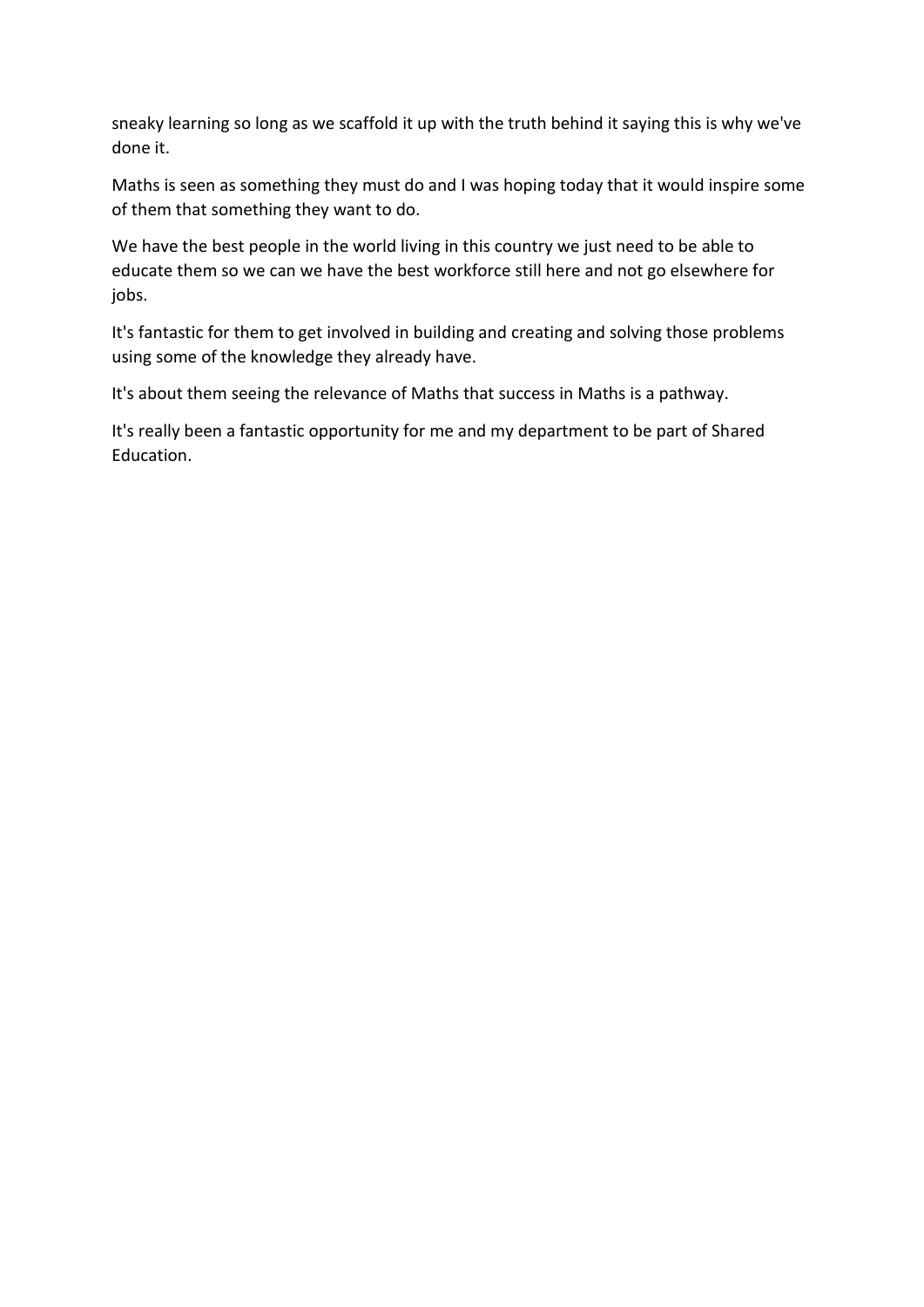sneaky learning so long as we scaffold it up with the truth behind it saying this is why we've done it.

Maths is seen as something they must do and I was hoping today that it would inspire some of them that something they want to do.

We have the best people in the world living in this country we just need to be able to educate them so we can we have the best workforce still here and not go elsewhere for jobs.

It's fantastic for them to get involved in building and creating and solving those problems using some of the knowledge they already have.

It's about them seeing the relevance of Maths that success in Maths is a pathway.

It's really been a fantastic opportunity for me and my department to be part of Shared Education.